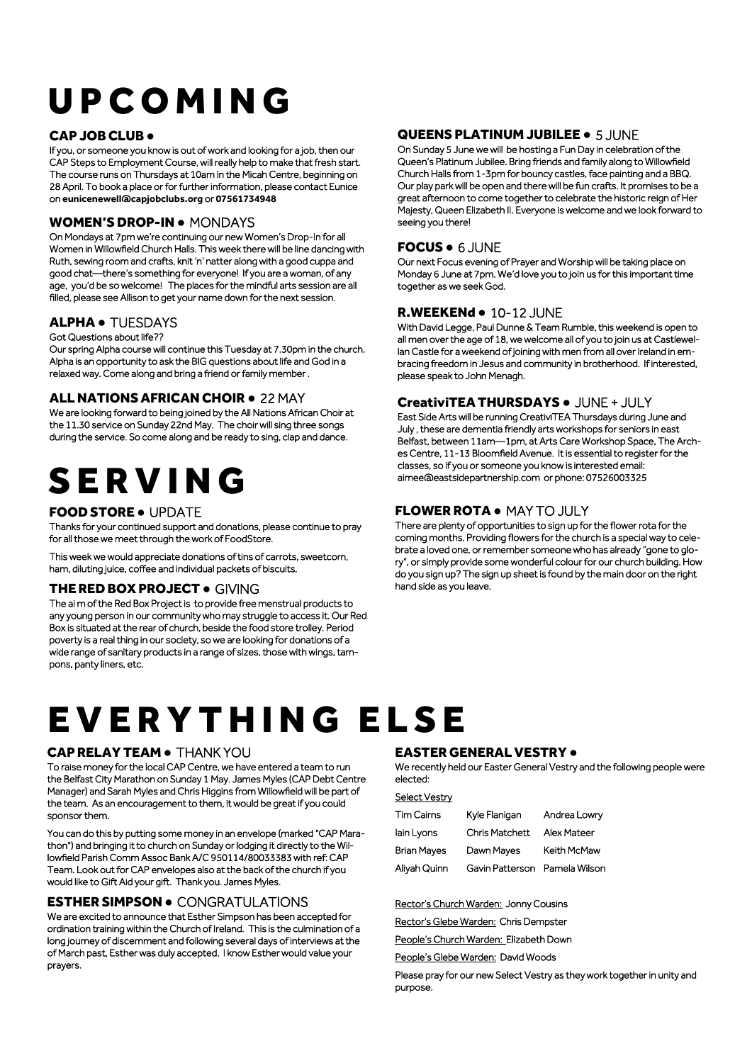# UPCOMING

### CAP JOB CLUB •

If you, or someone you know is out of work and looking for a job, then our CAP Steps to Employment Course, will really help to make that fresh start. The course runs on Thursdays at 10am in the Micah Centre, beginning on 28 April. To book a place or for further information, please contact Eunice on **eunicenewell@capjobclubs.org** or **07561734948**

### WOMEN'S DROP-IN • MONDAYS

On Mondays at 7pm we're continuing our new Women's Drop-In for all Women in Willowfield Church Halls. This week there will be line dancing with Ruth, sewing room and crafts, knit 'n' natter along with a good cuppa and good chat—there's something for everyone! If you are a woman, of any age, you'd be so welcome! The places for the mindful arts session are all filled, please see Allison to get your name down for the next session.

### ALPHA • TUESDAYS

Got Questions about life??

Our spring Alpha course will continue this Tuesday at 7.30pm in the church. Alpha is an opportunity to ask the BIG questions about life and God in a relaxed way. Come along and bring a friend or family member .

### ALL NATIONS AFRICAN CHOIR • 22 MAY

We are looking forward to being joined by the All Nations African Choir at the 11.30 service on Sunday 22nd May. The choir will sing three songs during the service. So come along and be ready to sing, clap and dance.

### QUEENS PLATINUM JUBILEE • 5 JUNE

On Sunday 5 June we will be hosting a Fun Day in celebration of the Queen's Platinum Jubilee. Bring friends and family along to Willowfield Church Halls from 1-3pm for bouncy castles, face painting and a BBQ. Our play park will be open and there will be fun crafts. It promises to be a great afternoon to come together to celebrate the historic reign of Her Majesty, Queen Elizabeth II. Everyone is welcome and we look forward to seeing you there!

### FOCUS • 6 JUNE

Our next Focus evening of Prayer and Worship will be taking place on Monday 6 June at 7pm. We'd love you to join us for this important time together as we seek God.

### R.WEEKENd • 10-12 JUNE

With David Legge, Paul Dunne & Team Rumble, this weekend is open to all men over the age of 18, we welcome all of you to join us at Castlewellan Castle for a weekend of joining with men from all over Ireland in embracing freedom in Jesus and community in brotherhood. If interested, please speak to John Menagh.

### CreativiTEA THURSDAYS • JUNE + JULY

East Side Arts will be running CreativiTEA Thursdays during June and July , these are dementia friendly arts workshops for seniors in east Belfast, between 11am—1pm, at Arts Care Workshop Space, The Arches Centre, 11-13 Bloomfield Avenue. It is essential to register for the classes, so if you or someone you know is interested email: aimee@eastsidepartnership.com or phone: 07526003325

### FLOWER ROTA • MAY TO JULY

There are plenty of opportunities to sign up for the flower rota for the coming months. Providing flowers for the church is a special way to celebrate a loved one, or remember someone who has already "gone to glory", or simply provide some wonderful colour for our church building. How do you sign up? The sign up sheet is found by the main door on the right hand side as you leave.

# SERVING

### FOOD STORE • UPDATE

Thanks for your continued support and donations, please continue to pray for all those we meet through the work of FoodStore.

This week we would appreciate donations of tins of carrots, sweetcorn, ham, diluting juice, coffee and individual packets of biscuits.

### THE RED BOX PROJECT • GIVING

The ai m of the Red Box Project is to provide free menstrual products to any young person in our community who may struggle to access it. Our Red Box is situated at the rear of church, beside the food store trolley. Period poverty is a real thing in our society, so we are looking for donations of a wide range of sanitary products in a range of sizes, those with wings, tampons, panty liners, etc.

# EVERYTHING ELSE

### CAP RELAY TEAM • THANK YOU

To raise money for the local CAP Centre, we have entered a team to run the Belfast City Marathon on Sunday 1 May. James Myles (CAP Debt Centre Manager) and Sarah Myles and Chris Higgins from Willowfield will be part of the team. As an encouragement to them, it would be great if you could sponsor them.

You can do this by putting some money in an envelope (marked "CAP Marathon") and bringing it to church on Sunday or lodging it directly to the Willowfield Parish Comm Assoc Bank A/C 950114/80033383 with ref: CAP Team. Look out for CAP envelopes also at the back of the church if you would like to Gift Aid your gift. Thank you. James Myles.

### ESTHER SIMPSON • CONGRATULATIONS

We are excited to announce that Esther Simpson has been accepted for ordination training within the Church of Ireland. This is the culmination of a long journey of discernment and following several days of interviews at the of March past, Esther was duly accepted. I know Esther would value your prayers.

### EASTER GENERAL VESTRY •

We recently held our Easter General Vestry and the following people were elected:

Select Vestry

| | | |
|---|---|---|
| Tim Cairns | Kyle Flanigan | Andrea Lowry |
| Iain Lyons | Chris Matchett | Alex Mateer |
| Brian Mayes | Dawn Mayes | Keith McMaw |
| Aliyah Quinn | Gavin Patterson | Pamela Wilson |

Rector's Church Warden: Jonny Cousins

Rector's Glebe Warden: Chris Dempster

People's Church Warden: Elizabeth Down

People's Glebe Warden: David Woods

Please pray for our new Select Vestry as they work together in unity and purpose.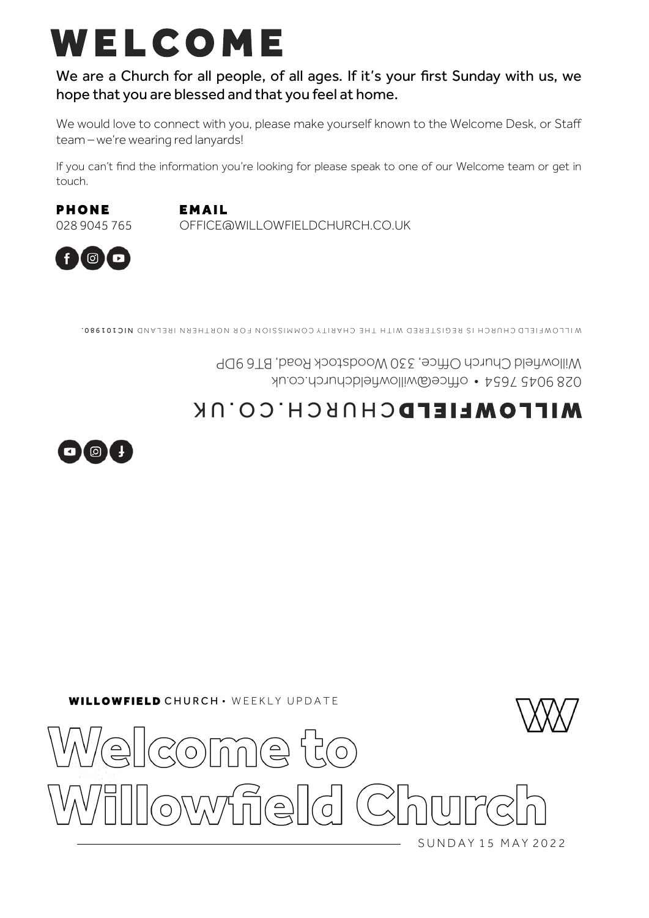# WELCOME

We are a Church for all people, of all ages. If it's your first Sunday with us, we hope that you are blessed and that you feel at home.

We would love to connect with you, please make yourself known to the Welcome Desk, or Staff team – we're wearing red lanyards!

If you can't find the information you're looking for please speak to one of our Welcome team or get in touch.

**PHONE**
028 9045 765

**EMAIL**
OFFICE@WILLOWFIELDCHURCH.CO.UK

WILLOWFIELD CHURCH IS REGISTERED WITH THE CHARITY COMMISSION FOR NORTHERN IRELAND NIC101980.

Willowfield Church Office, 330 Woodstock Road, BT6 9DP

028 9045 7654 • office@willowfieldchurch.co.uk

**WILLOWFIELD**CHURCH.CO.UK

**WILLOWFIELD** CHURCH • WEEKLY UPDATE

# Welcome to Willowfield Church

SUNDAY 15 MAY 2022